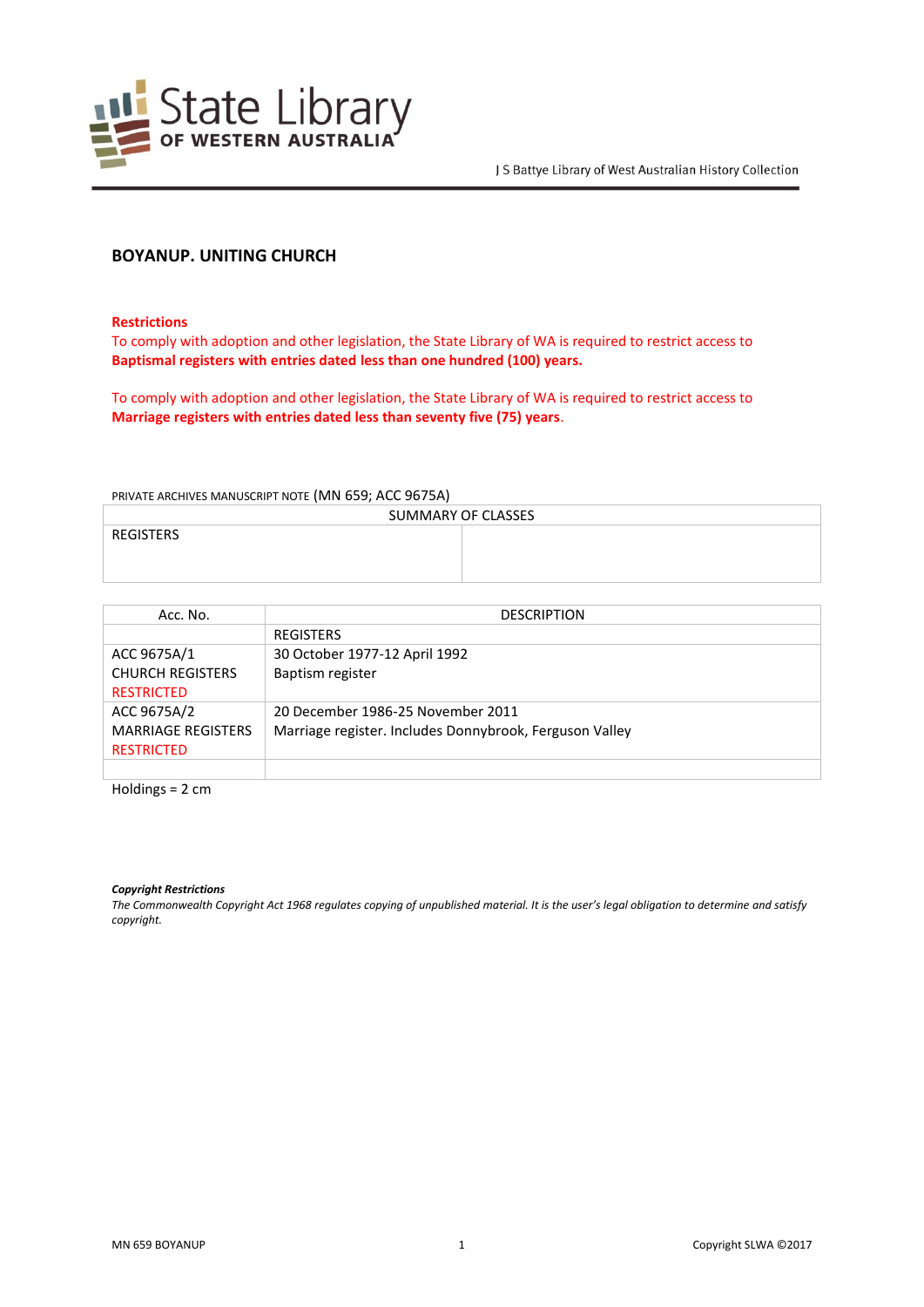J S Battye Library of West Australian History Collection

## BOYANUP. UNITING CHURCH

**Restrictions**

To comply with adoption and other legislation, the State Library of WA is required to restrict access to **Baptismal registers with entries dated less than one hundred (100) years.**

To comply with adoption and other legislation, the State Library of WA is required to restrict access to **Marriage registers with entries dated less than seventy five (75) years**.

PRIVATE ARCHIVES MANUSCRIPT NOTE (MN 659; ACC 9675A)

| SUMMARY OF CLASSES | |
|---|---|
| REGISTERS | |

| Acc. No. | DESCRIPTION |
|---|---|
| | REGISTERS |
| ACC 9675A/1<br>CHURCH REGISTERS<br>RESTRICTED | 30 October 1977-12 April 1992<br>Baptism register |
| ACC 9675A/2<br>MARRIAGE REGISTERS<br>RESTRICTED | 20 December 1986-25 November 2011<br>Marriage register. Includes Donnybrook, Ferguson Valley |
| | |

Holdings = 2 cm

***Copyright Restrictions***

*The Commonwealth Copyright Act 1968 regulates copying of unpublished material. It is the user's legal obligation to determine and satisfy copyright.*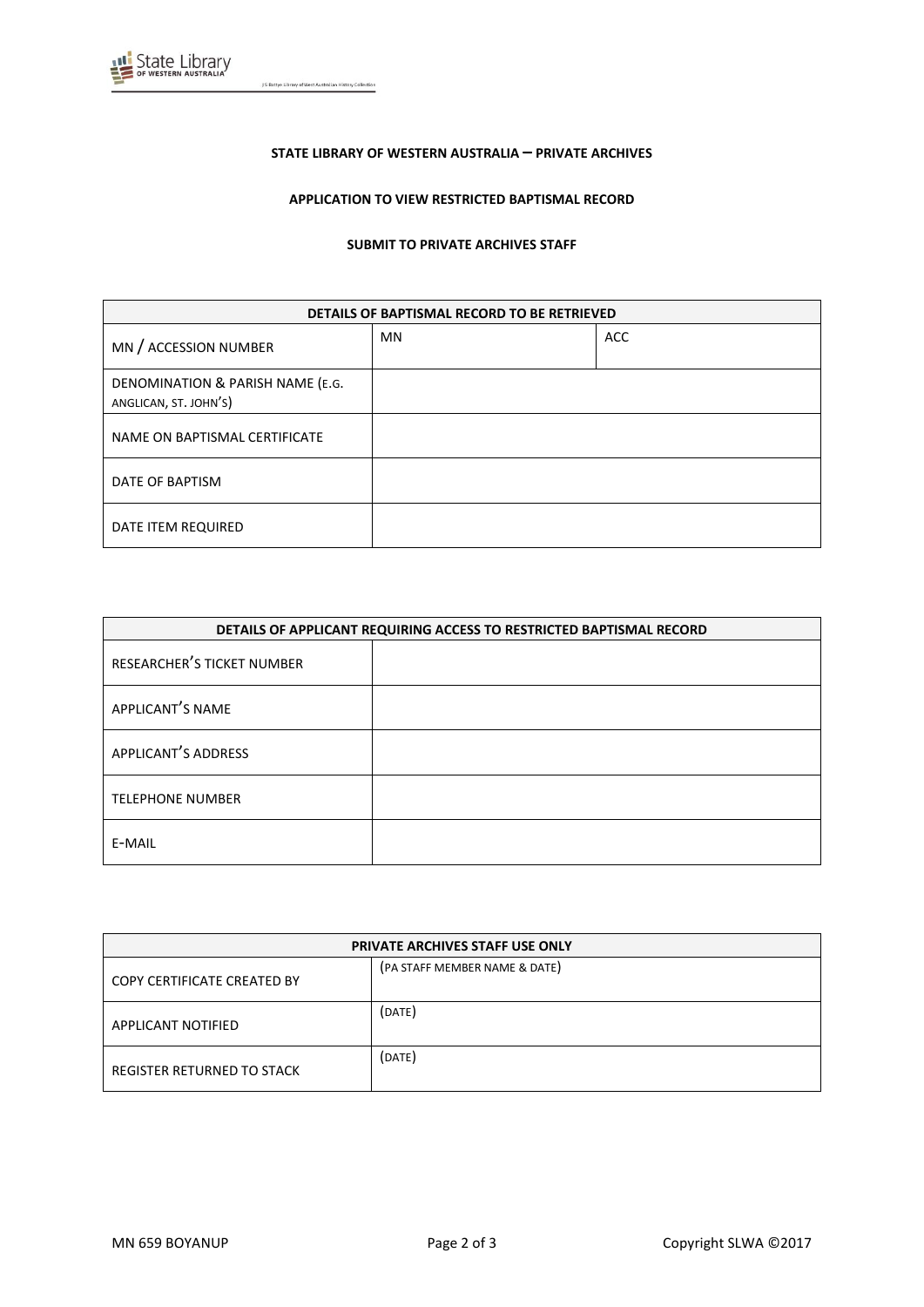**STATE LIBRARY OF WESTERN AUSTRALIA – PRIVATE ARCHIVES**

**APPLICATION TO VIEW RESTRICTED BAPTISMAL RECORD**

**SUBMIT TO PRIVATE ARCHIVES STAFF**

| **DETAILS OF BAPTISMAL RECORD TO BE RETRIEVED** | | |
|---|---|---|
| MN / ACCESSION NUMBER | MN | ACC |
| DENOMINATION & PARISH NAME (E.G. ANGLICAN, ST. JOHN'S) | | |
| NAME ON BAPTISMAL CERTIFICATE | | |
| DATE OF BAPTISM | | |
| DATE ITEM REQUIRED | | |

| **DETAILS OF APPLICANT REQUIRING ACCESS TO RESTRICTED BAPTISMAL RECORD** | |
|---|---|
| RESEARCHER'S TICKET NUMBER | |
| APPLICANT'S NAME | |
| APPLICANT'S ADDRESS | |
| TELEPHONE NUMBER | |
| E-MAIL | |

| **PRIVATE ARCHIVES STAFF USE ONLY** | |
|---|---|
| COPY CERTIFICATE CREATED BY | (PA STAFF MEMBER NAME & DATE) |
| APPLICANT NOTIFIED | (DATE) |
| REGISTER RETURNED TO STACK | (DATE) |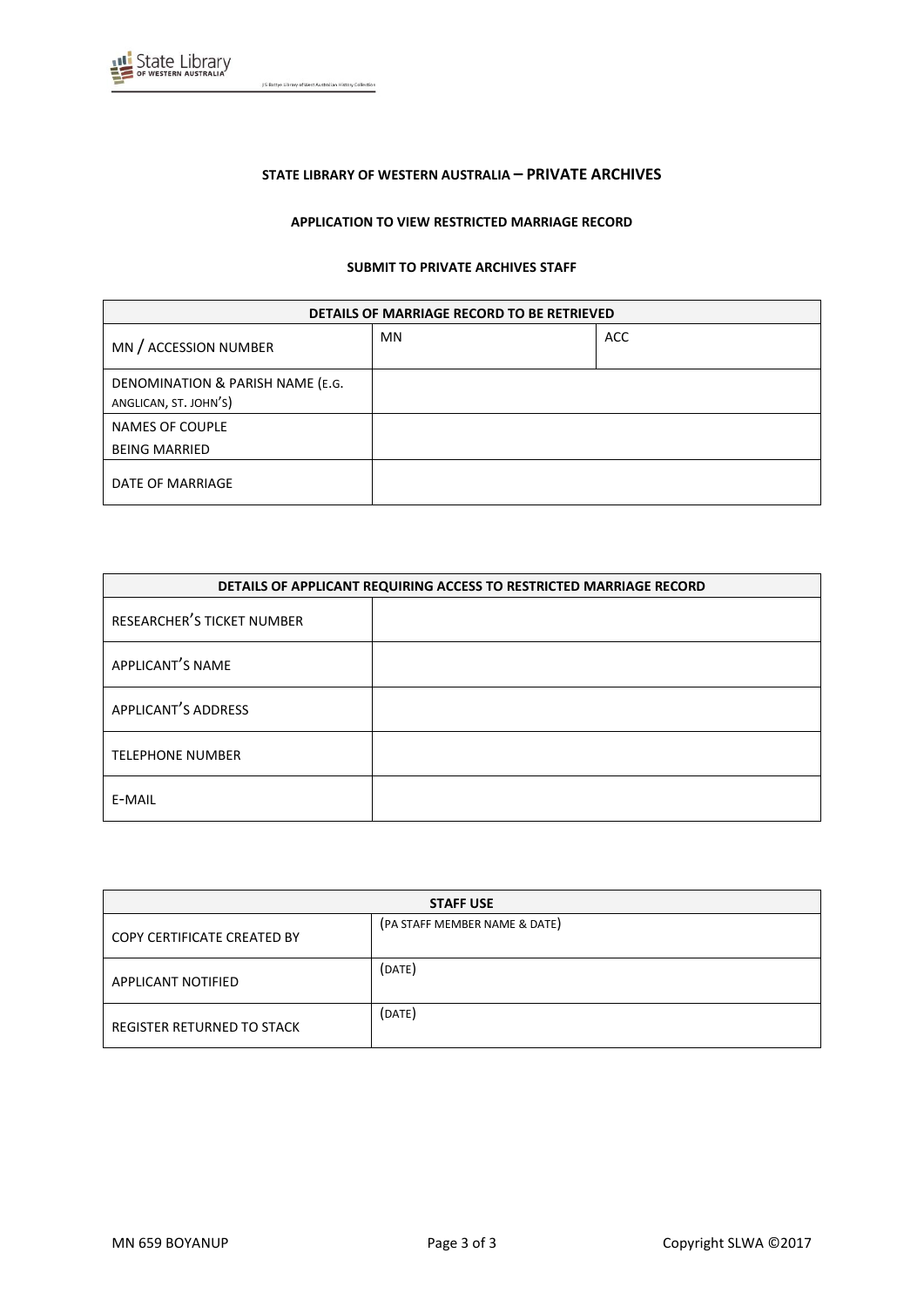**STATE LIBRARY OF WESTERN AUSTRALIA – PRIVATE ARCHIVES**

**APPLICATION TO VIEW RESTRICTED MARRIAGE RECORD**

**SUBMIT TO PRIVATE ARCHIVES STAFF**

| DETAILS OF MARRIAGE RECORD TO BE RETRIEVED | | |
|---|---|---|
| MN / ACCESSION NUMBER | MN | ACC |
| DENOMINATION & PARISH NAME (E.G. ANGLICAN, ST. JOHN'S) | | |
| NAMES OF COUPLE BEING MARRIED | | |
| DATE OF MARRIAGE | | |

| DETAILS OF APPLICANT REQUIRING ACCESS TO RESTRICTED MARRIAGE RECORD | |
|---|---|
| RESEARCHER'S TICKET NUMBER | |
| APPLICANT'S NAME | |
| APPLICANT'S ADDRESS | |
| TELEPHONE NUMBER | |
| E-MAIL | |

| STAFF USE | |
|---|---|
| COPY CERTIFICATE CREATED BY | (PA STAFF MEMBER NAME & DATE) |
| APPLICANT NOTIFIED | (DATE) |
| REGISTER RETURNED TO STACK | (DATE) |